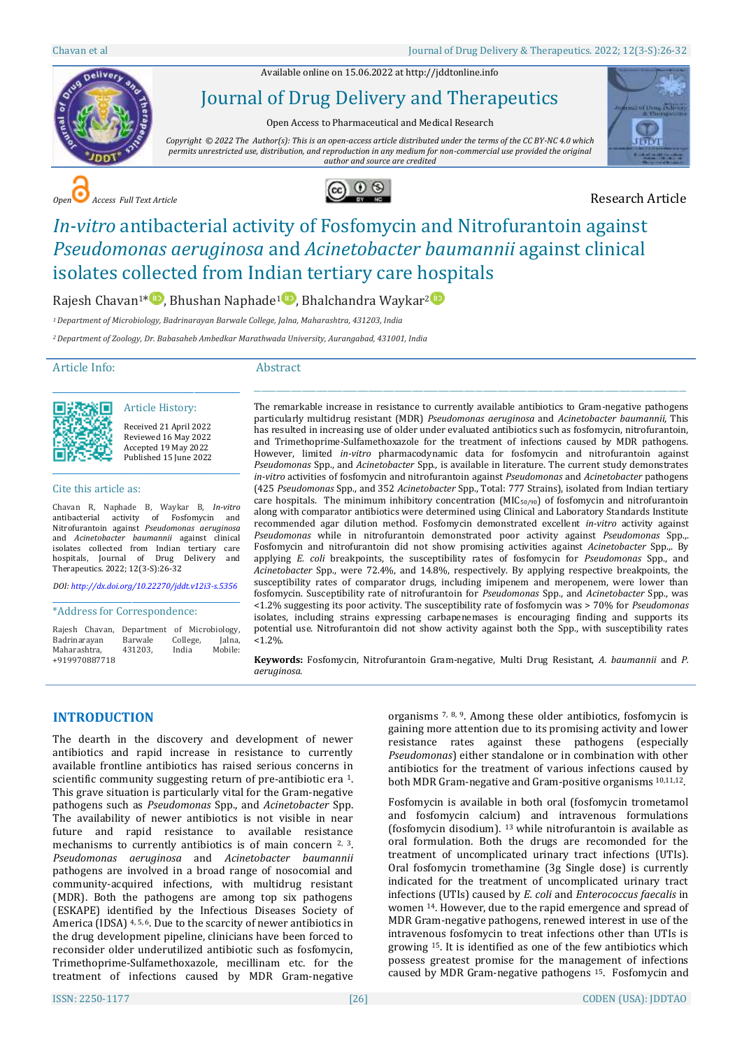Available online on 15.06.2022 at http://jddtonline.info

# Journal of Drug Delivery and Therapeutics

Open Access to Pharmaceutical and Medical Research

*Copyright © 2022 The Author(s): This is an open-access article distributed under the terms of the CC BY-NC 4.0 which permits unrestricted use, distribution, and reproduction in any medium for non-commercial use provided the original author and source are credited*

*Open Access Full Text Article*

Research Article

# *In-vitro* antibacterial activity of Fosfomycin and Nitrofurantoin against *Pseudomonas aeruginosa* and *Acinetobacter baumannii* against clinical isolates collected from Indian tertiary care hospitals

Rajesh Chavan[1*], Bhushan Naphade[1], Bhalchandra Waykar[2]

[1] *Department of Microbiology, Badrinarayan Barwale College, Jalna, Maharashtra, 431203, India*

[2] *Department of Zoology, Dr. Babasaheb Ambedkar Marathwada University, Aurangabad, 431001, India*

## Article Info:

### Article History:

Received 21 April 2022
Reviewed 16 May 2022
Accepted 19 May 2022
Published 15 June 2022

### Cite this article as:

Chavan R, Naphade B, Waykar B, *In-vitro* antibacterial activity of Fosfomycin and Nitrofurantoin against *Pseudomonas aeruginosa* and *Acinetobacter baumannii* against clinical isolates collected from Indian tertiary care hospitals, Journal of Drug Delivery and Therapeutics. 2022; 12(3-S):26-32

*DOI: http://dx.doi.org/10.22270/jddt.v12i3-s.5356*

### *Address for Correspondence:

Rajesh Chavan, Department of Microbiology, Badrinarayan Barwale College, Jalna, Maharashtra, 431203, India Mobile: +919970887718

## Abstract

The remarkable increase in resistance to currently available antibiotics to Gram-negative pathogens particularly multidrug resistant (MDR) *Pseudomonas aeruginosa* and *Acinetobacter baumannii*, This has resulted in increasing use of older under evaluated antibiotics such as fosfomycin, nitrofurantoin, and Trimethoprime-Sulfamethoxazole for the treatment of infections caused by MDR pathogens. However, limited *in-vitro* pharmacodynamic data for fosfomycin and nitrofurantoin against *Pseudomonas* Spp., and *Acinetobacter* Spp., is available in literature. The current study demonstrates *in-vitro* activities of fosfomycin and nitrofurantoin against *Pseudomonas* and *Acinetobacter* pathogens (425 *Pseudomonas* Spp., and 352 *Acinetobacter* Spp., Total: 777 Strains), isolated from Indian tertiary care hospitals. The minimum inhibitory concentration ($MIC_{50/90}$) of fosfomycin and nitrofurantoin along with comparator antibiotics were determined using Clinical and Laboratory Standards Institute recommended agar dilution method. Fosfomycin demonstrated excellent *in-vitro* activity against *Pseudomonas* while in nitrofurantoin demonstrated poor activity against *Pseudomonas* Spp.,. Fosfomycin and nitrofurantoin did not show promising activities against *Acinetobacter* Spp.,. By applying *E. coli* breakpoints, the susceptibility rates of fosfomycin for *Pseudomonas* Spp., and *Acinetobacter* Spp., were 72.4%, and 14.8%, respectively. By applying respective breakpoints, the susceptibility rates of comparator drugs, including imipenem and meropenem, were lower than fosfomycin. Susceptibility rate of nitrofurantoin for *Pseudomonas* Spp., and *Acinetobacter* Spp., was <1.2% suggesting its poor activity. The susceptibility rate of fosfomycin was > 70% for *Pseudomonas* isolates, including strains expressing carbapenemases is encouraging finding and supports its potential use. Nitrofurantoin did not show activity against both the Spp., with susceptibility rates <1.2%.

**Keywords:** Fosfomycin, Nitrofurantoin Gram-negative, Multi Drug Resistant, *A. baumannii* and *P. aeruginosa.*

## INTRODUCTION

The dearth in the discovery and development of newer antibiotics and rapid increase in resistance to currently available frontline antibiotics has raised serious concerns in scientific community suggesting return of pre-antibiotic era [1]. This grave situation is particularly vital for the Gram-negative pathogens such as *Pseudomonas* Spp., and *Acinetobacter* Spp. The availability of newer antibiotics is not visible in near future and rapid resistance to available resistance mechanisms to currently antibiotics is of main concern [2, 3]. *Pseudomonas aeruginosa* and *Acinetobacter baumannii* pathogens are involved in a broad range of nosocomial and community-acquired infections, with multidrug resistant (MDR). Both the pathogens are among top six pathogens (ESKAPE) identified by the Infectious Diseases Society of America (IDSA) [4, 5, 6]. Due to the scarcity of newer antibiotics in the drug development pipeline, clinicians have been forced to reconsider older underutilized antibiotic such as fosfomycin, Trimethoprime-Sulfamethoxazole, mecillinam etc. for the treatment of infections caused by MDR Gram-negative organisms [7, 8, 9]. Among these older antibiotics, fosfomycin is gaining more attention due to its promising activity and lower resistance rates against these pathogens (especially *Pseudomonas*) either standalone or in combination with other antibiotics for the treatment of various infections caused by both MDR Gram-negative and Gram-positive organisms [10,11,12].

Fosfomycin is available in both oral (fosfomycin trometamol and fosfomycin calcium) and intravenous formulations (fosfomycin disodium). [13] while nitrofurantoin is available as oral formulation. Both the drugs are recomonded for the treatment of uncomplicated urinary tract infections (UTIs). Oral fosfomycin tromethamine (3g Single dose) is currently indicated for the treatment of uncomplicated urinary tract infections (UTIs) caused by *E. coli* and *Enterococcus faecalis* in women [14]. However, due to the rapid emergence and spread of MDR Gram-negative pathogens, renewed interest in use of the intravenous fosfomycin to treat infections other than UTIs is growing [15]. It is identified as one of the few antibiotics which possess greatest promise for the management of infections caused by MDR Gram-negative pathogens [15]. Fosfomycin and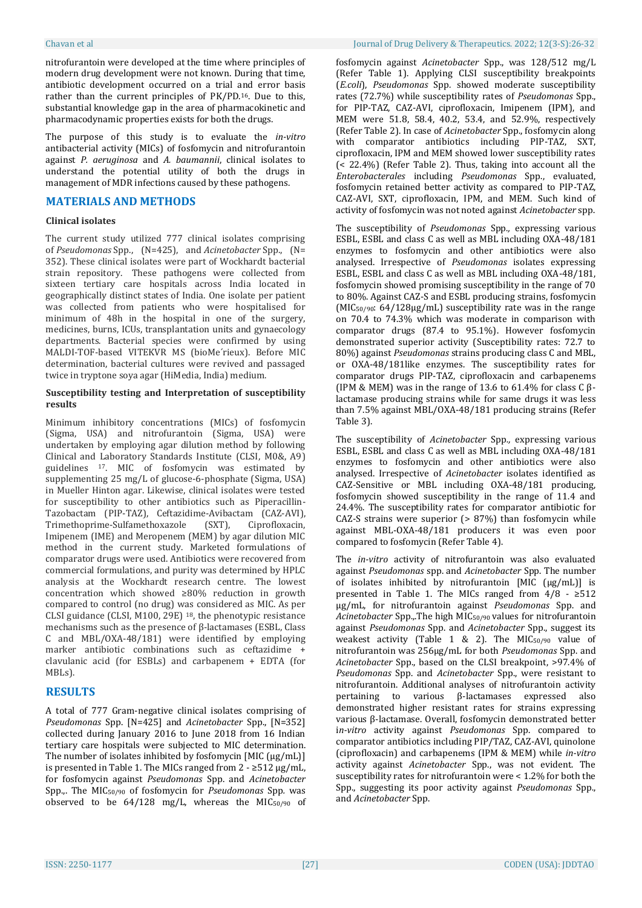nitrofurantoin were developed at the time where principles of modern drug development were not known. During that time, antibiotic development occurred on a trial and error basis rather than the current principles of PK/PD.[16]. Due to this, substantial knowledge gap in the area of pharmacokinetic and pharmacodynamic properties exists for both the drugs.

The purpose of this study is to evaluate the *in-vitro* antibacterial activity (MICs) of fosfomycin and nitrofurantoin against *P. aeruginosa* and *A. baumannii*, clinical isolates to understand the potential utility of both the drugs in management of MDR infections caused by these pathogens.

## MATERIALS AND METHODS

### Clinical isolates

The current study utilized 777 clinical isolates comprising of *Pseudomonas* Spp., (N=425), and *Acinetobacter* Spp., (N= 352). These clinical isolates were part of Wockhardt bacterial strain repository. These pathogens were collected from sixteen tertiary care hospitals across India located in geographically distinct states of India. One isolate per patient was collected from patients who were hospitalised for minimum of 48h in the hospital in one of the surgery, medicines, burns, ICUs, transplantation units and gynaecology departments. Bacterial species were confirmed by using MALDI-TOF-based VITEKVR MS (bioMe´rieux). Before MIC determination, bacterial cultures were revived and passaged twice in tryptone soya agar (HiMedia, India) medium.

### Susceptibility testing and Interpretation of susceptibility results

Minimum inhibitory concentrations (MICs) of fosfomycin (Sigma, USA) and nitrofurantoin (Sigma, USA) were undertaken by employing agar dilution method by following Clinical and Laboratory Standards Institute (CLSI, M0&, A9) guidelines [17]. MIC of fosfomycin was estimated by supplementing 25 mg/L of glucose-6-phosphate (Sigma, USA) in Mueller Hinton agar. Likewise, clinical isolates were tested for susceptibility to other antibiotics such as Piperacillin-Tazobactam (PIP-TAZ), Ceftazidime-Avibactam (CAZ-AVI), Trimethoprime-Sulfamethoxazole (SXT), Ciprofloxacin, Imipenem (IME) and Meropenem (MEM) by agar dilution MIC method in the current study. Marketed formulations of comparator drugs were used. Antibiotics were recovered from commercial formulations, and purity was determined by HPLC analysis at the Wockhardt research centre. The lowest concentration which showed ≥80% reduction in growth compared to control (no drug) was considered as MIC. As per CLSI guidance (CLSI, M100, 29E) [18], the phenotypic resistance mechanisms such as the presence of β-lactamases (ESBL, Class C and MBL/OXA-48/181) were identified by employing marker antibiotic combinations such as ceftazidime + clavulanic acid (for ESBLs) and carbapenem + EDTA (for MBLs).

## RESULTS

A total of 777 Gram-negative clinical isolates comprising of *Pseudomonas* Spp. [N=425] and *Acinetobacter* Spp., [N=352] collected during January 2016 to June 2018 from 16 Indian tertiary care hospitals were subjected to MIC determination. The number of isolates inhibited by fosfomycin [MIC (µg/mL)] is presented in Table 1. The MICs ranged from 2 - ≥512 µg/mL, for fosfomycin against *Pseudomonas* Spp. and *Acinetobacter* Spp.,. The $MIC_{50/90}$ of fosfomycin for *Pseudomonas* Spp. was observed to be 64/128 mg/L, whereas the $MIC_{50/90}$ of fosfomycin against *Acinetobacter* Spp., was 128/512 mg/L (Refer Table 1). Applying CLSI susceptibility breakpoints (*E.coli*), *Pseudomonas* Spp. showed moderate susceptibility rates (72.7%) while susceptibility rates of *Pseudomonas* Spp., for PIP-TAZ, CAZ-AVI, ciprofloxacin, Imipenem (IPM), and MEM were 51.8, 58.4, 40.2, 53.4, and 52.9%, respectively (Refer Table 2). In case of *Acinetobacter* Spp., fosfomycin along with comparator antibiotics including PIP-TAZ, SXT, ciprofloxacin, IPM and MEM showed lower susceptibility rates (< 22.4%) (Refer Table 2). Thus, taking into account all the *Enterobacterales* including *Pseudomonas* Spp., evaluated, fosfomycin retained better activity as compared to PIP-TAZ, CAZ-AVI, SXT, ciprofloxacin, IPM, and MEM. Such kind of activity of fosfomycin was not noted against *Acinetobacter* spp.

The susceptibility of *Pseudomonas* Spp., expressing various ESBL, ESBL and class C as well as MBL including OXA-48/181 enzymes to fosfomycin and other antibiotics were also analysed. Irrespective of *Pseudomonas* isolates expressing ESBL, ESBL and class C as well as MBL including OXA-48/181, fosfomycin showed promising susceptibility in the range of 70 to 80%. Against CAZ-S and ESBL producing strains, fosfomycin ($MIC_{50/90}$: 64/128µg/mL) susceptibility rate was in the range on 70.4 to 74.3% which was moderate in comparison with comparator drugs (87.4 to 95.1%). However fosfomycin demonstrated superior activity (Susceptibility rates: 72.7 to 80%) against *Pseudomonas* strains producing class C and MBL, or OXA-48/181like enzymes. The susceptibility rates for comparator drugs PIP-TAZ, ciprofloxacin and carbapenems (IPM & MEM) was in the range of 13.6 to 61.4% for class C β-lactamase producing strains while for same drugs it was less than 7.5% against MBL/OXA-48/181 producing strains (Refer Table 3).

The susceptibility of *Acinetobacter* Spp., expressing various ESBL, ESBL and class C as well as MBL including OXA-48/181 enzymes to fosfomycin and other antibiotics were also analysed. Irrespective of *Acinetobacter* isolates identified as CAZ-Sensitive or MBL including OXA-48/181 producing, fosfomycin showed susceptibility in the range of 11.4 and 24.4%. The susceptibility rates for comparator antibiotic for CAZ-S strains were superior (> 87%) than fosfomycin while against MBL-OXA-48/181 producers it was even poor compared to fosfomycin (Refer Table 4).

The *in-vitro* activity of nitrofurantoin was also evaluated against *Pseudomonas* spp. and *Acinetobacter* Spp. The number of isolates inhibited by nitrofurantoin [MIC (µg/mL)] is presented in Table 1. The MICs ranged from 4/8 - ≥512 µg/mL, for nitrofurantoin against *Pseudomonas* Spp. and *Acinetobacter* Spp.,.The high $MIC_{50/90}$ values for nitrofurantoin against *Pseudomonas* Spp. and *Acinetobacter* Spp., suggest its weakest activity (Table 1 & 2). The $MIC_{50/90}$ value of nitrofurantoin was 256µg/mL for both *Pseudomonas* Spp. and *Acinetobacter* Spp., based on the CLSI breakpoint, >97.4% of *Pseudomonas* Spp. and *Acinetobacter* Spp., were resistant to nitrofurantoin. Additional analyses of nitrofurantoin activity pertaining to various β-lactamases expressed also demonstrated higher resistant rates for strains expressing various β-lactamase. Overall, fosfomycin demonstrated better i*n-vitro* activity against *Pseudomonas* Spp. compared to comparator antibiotics including PIP/TAZ, CAZ-AVI, quinolone (ciprofloxacin) and carbapenems (IPM & MEM) while *in-vitro* activity against *Acinetobacter* Spp., was not evident. The susceptibility rates for nitrofurantoin were < 1.2% for both the Spp., suggesting its poor activity against *Pseudomonas* Spp., and *Acinetobacter* Spp.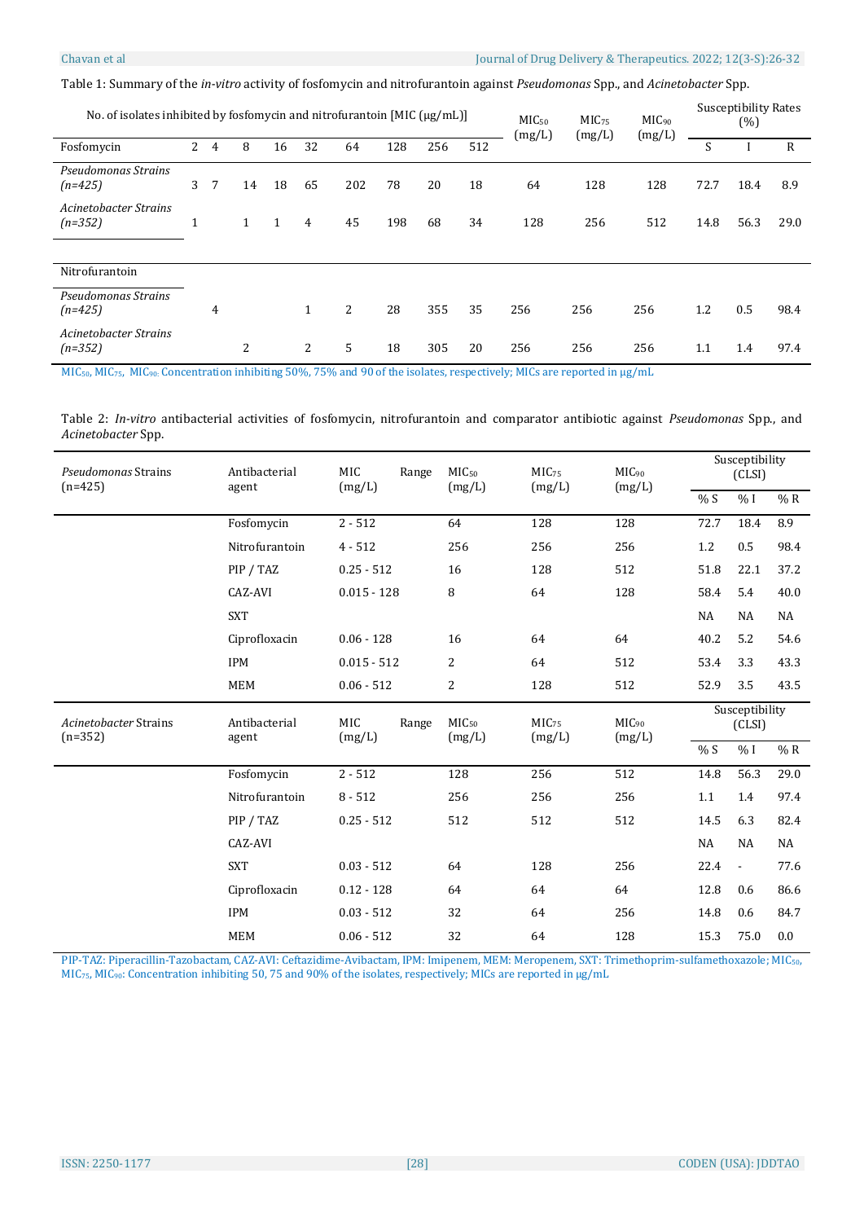Table 1: Summary of the *in-vitro* activity of fosfomycin and nitrofurantoin against *Pseudomonas* Spp., and *Acinetobacter* Spp.

| No. of isolates inhibited by fosfomycin and nitrofurantoin [MIC (μg/mL)] | | | | | | | | | | $MIC_{50}$ (mg/L) | $MIC_{75}$ (mg/L) | $MIC_{90}$ (mg/L) | Susceptibility Rates (%) | | |
|---|---|---|---|---|---|---|---|---|---|---|---|---|---|---|---|
| Fosfomycin | 2 | 4 | 8 | 16 | 32 | 64 | 128 | 256 | 512 | | | | S | I | R |
| *Pseudomonas Strains (n=425)* | 3 | 7 | 14 | 18 | 65 | 202 | 78 | 20 | 18 | 64 | 128 | 128 | 72.7 | 18.4 | 8.9 |
| *Acinetobacter Strains (n=352)* | 1 | | 1 | 1 | 4 | 45 | 198 | 68 | 34 | 128 | 256 | 512 | 14.8 | 56.3 | 29.0 |
| Nitrofurantoin | | | | | | | | | | | | | | | |
| *Pseudomonas Strains (n=425)* | | 4 | | | 1 | 2 | 28 | 355 | 35 | 256 | 256 | 256 | 1.2 | 0.5 | 98.4 |
| *Acinetobacter Strains (n=352)* | | | 2 | | 2 | 5 | 18 | 305 | 20 | 256 | 256 | 256 | 1.1 | 1.4 | 97.4 |

$MIC_{50}$, $MIC_{75}$, $MIC_{90}$: Concentration inhibiting 50%, 75% and 90 of the isolates, respectively; MICs are reported in μg/mL

Table 2: *In-vitro* antibacterial activities of fosfomycin, nitrofurantoin and comparator antibiotic against *Pseudomonas* Spp., and *Acinetobacter* Spp.

| *Pseudomonas* Strains (n=425) | Antibacterial agent | MIC Range (mg/L) | $MIC_{50}$ (mg/L) | $MIC_{75}$ (mg/L) | $MIC_{90}$ (mg/L) | Susceptibility (CLSI) | | |
|---|---|---|---|---|---|---|---|---|
| | | | | | | % S | % I | % R |
| | Fosfomycin | 2 - 512 | 64 | 128 | 128 | 72.7 | 18.4 | 8.9 |
| | Nitrofurantoin | 4 - 512 | 256 | 256 | 256 | 1.2 | 0.5 | 98.4 |
| | PIP / TAZ | 0.25 - 512 | 16 | 128 | 512 | 51.8 | 22.1 | 37.2 |
| | CAZ-AVI | 0.015 - 128 | 8 | 64 | 128 | 58.4 | 5.4 | 40.0 |
| | SXT | | | | | NA | NA | NA |
| | Ciprofloxacin | 0.06 - 128 | 16 | 64 | 64 | 40.2 | 5.2 | 54.6 |
| | IPM | 0.015 - 512 | 2 | 64 | 512 | 53.4 | 3.3 | 43.3 |
| | MEM | 0.06 - 512 | 2 | 128 | 512 | 52.9 | 3.5 | 43.5 |
| *Acinetobacter* Strains (n=352) | Antibacterial agent | MIC Range (mg/L) | $MIC_{50}$ (mg/L) | $MIC_{75}$ (mg/L) | $MIC_{90}$ (mg/L) | Susceptibility (CLSI) | | |
| | | | | | | % S | % I | % R |
| | Fosfomycin | 2 - 512 | 128 | 256 | 512 | 14.8 | 56.3 | 29.0 |
| | Nitrofurantoin | 8 - 512 | 256 | 256 | 256 | 1.1 | 1.4 | 97.4 |
| | PIP / TAZ | 0.25 - 512 | 512 | 512 | 512 | 14.5 | 6.3 | 82.4 |
| | CAZ-AVI | | | | | NA | NA | NA |
| | SXT | 0.03 - 512 | 64 | 128 | 256 | 22.4 | - | 77.6 |
| | Ciprofloxacin | 0.12 - 128 | 64 | 64 | 64 | 12.8 | 0.6 | 86.6 |
| | IPM | 0.03 - 512 | 32 | 64 | 256 | 14.8 | 0.6 | 84.7 |
| | MEM | 0.06 - 512 | 32 | 64 | 128 | 15.3 | 75.0 | 0.0 |

PIP-TAZ: Piperacillin-Tazobactam, CAZ-AVI: Ceftazidime-Avibactam, IPM: Imipenem, MEM: Meropenem, SXT: Trimethoprim-sulfamethoxazole; $MIC_{50}$, $MIC_{75}$, $MIC_{90}$: Concentration inhibiting 50, 75 and 90% of the isolates, respectively; MICs are reported in μg/mL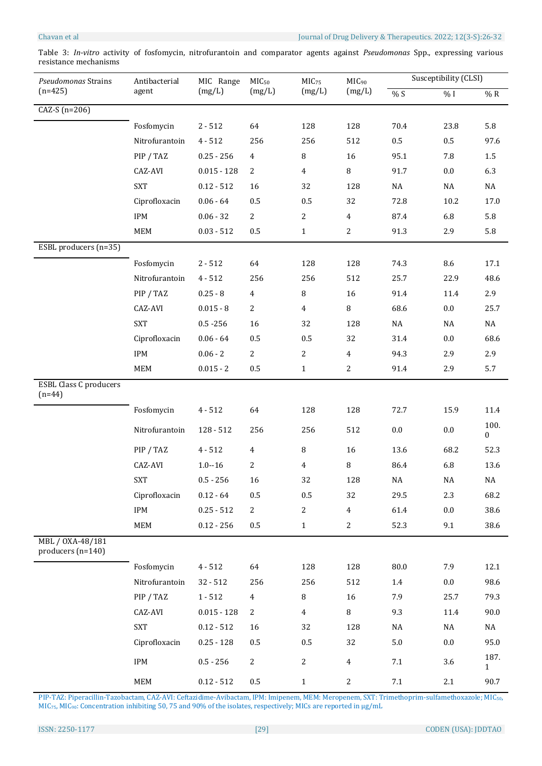Table 3: *In-vitro* activity of fosfomycin, nitrofurantoin and comparator agents against *Pseudomonas* Spp., expressing various resistance mechanisms

| *Pseudomonas* Strains (n=425) | Antibacterial agent | MIC Range (mg/L) | $MIC_{50}$ (mg/L) | $MIC_{75}$ (mg/L) | $MIC_{90}$ (mg/L) | Susceptibility (CLSI) | | |
|---|---|---|---|---|---|---|---|---|
| | | | | | | % S | % I | % R |
| CAZ-S (n=206) | | | | | | | | |
| | Fosfomycin | 2 - 512 | 64 | 128 | 128 | 70.4 | 23.8 | 5.8 |
| | Nitrofurantoin | 4 - 512 | 256 | 256 | 512 | 0.5 | 0.5 | 97.6 |
| | PIP / TAZ | 0.25 - 256 | 4 | 8 | 16 | 95.1 | 7.8 | 1.5 |
| | CAZ-AVI | 0.015 - 128 | 2 | 4 | 8 | 91.7 | 0.0 | 6.3 |
| | SXT | 0.12 - 512 | 16 | 32 | 128 | NA | NA | NA |
| | Ciprofloxacin | 0.06 - 64 | 0.5 | 0.5 | 32 | 72.8 | 10.2 | 17.0 |
| | IPM | 0.06 - 32 | 2 | 2 | 4 | 87.4 | 6.8 | 5.8 |
| | MEM | 0.03 - 512 | 0.5 | 1 | 2 | 91.3 | 2.9 | 5.8 |
| ESBL producers (n=35) | | | | | | | | |
| | Fosfomycin | 2 - 512 | 64 | 128 | 128 | 74.3 | 8.6 | 17.1 |
| | Nitrofurantoin | 4 - 512 | 256 | 256 | 512 | 25.7 | 22.9 | 48.6 |
| | PIP / TAZ | 0.25 - 8 | 4 | 8 | 16 | 91.4 | 11.4 | 2.9 |
| | CAZ-AVI | 0.015 - 8 | 2 | 4 | 8 | 68.6 | 0.0 | 25.7 |
| | SXT | 0.5 -256 | 16 | 32 | 128 | NA | NA | NA |
| | Ciprofloxacin | 0.06 - 64 | 0.5 | 0.5 | 32 | 31.4 | 0.0 | 68.6 |
| | IPM | 0.06 - 2 | 2 | 2 | 4 | 94.3 | 2.9 | 2.9 |
| | MEM | 0.015 - 2 | 0.5 | 1 | 2 | 91.4 | 2.9 | 5.7 |
| ESBL Class C producers (n=44) | | | | | | | | |
| | Fosfomycin | 4 - 512 | 64 | 128 | 128 | 72.7 | 15.9 | 11.4 |
| | Nitrofurantoin | 128 - 512 | 256 | 256 | 512 | 0.0 | 0.0 | 100.0 |
| | PIP / TAZ | 4 - 512 | 4 | 8 | 16 | 13.6 | 68.2 | 52.3 |
| | CAZ-AVI | 1.0--16 | 2 | 4 | 8 | 86.4 | 6.8 | 13.6 |
| | SXT | 0.5 - 256 | 16 | 32 | 128 | NA | NA | NA |
| | Ciprofloxacin | 0.12 - 64 | 0.5 | 0.5 | 32 | 29.5 | 2.3 | 68.2 |
| | IPM | 0.25 - 512 | 2 | 2 | 4 | 61.4 | 0.0 | 38.6 |
| | MEM | 0.12 - 256 | 0.5 | 1 | 2 | 52.3 | 9.1 | 38.6 |
| MBL / OXA-48/181 producers (n=140) | | | | | | | | |
| | Fosfomycin | 4 - 512 | 64 | 128 | 128 | 80.0 | 7.9 | 12.1 |
| | Nitrofurantoin | 32 - 512 | 256 | 256 | 512 | 1.4 | 0.0 | 98.6 |
| | PIP / TAZ | 1 - 512 | 4 | 8 | 16 | 7.9 | 25.7 | 79.3 |
| | CAZ-AVI | 0.015 - 128 | 2 | 4 | 8 | 9.3 | 11.4 | 90.0 |
| | SXT | 0.12 - 512 | 16 | 32 | 128 | NA | NA | NA |
| | Ciprofloxacin | 0.25 - 128 | 0.5 | 0.5 | 32 | 5.0 | 0.0 | 95.0 |
| | IPM | 0.5 - 256 | 2 | 2 | 4 | 7.1 | 3.6 | 187.1 |
| | MEM | 0.12 - 512 | 0.5 | 1 | 2 | 7.1 | 2.1 | 90.7 |

PIP-TAZ: Piperacillin-Tazobactam, CAZ-AVI: Ceftazidime-Avibactam, IPM: Imipenem, MEM: Meropenem, SXT: Trimethoprim-sulfamethoxazole; $MIC_{50}$, $MIC_{75}$, $MIC_{90}$: Concentration inhibiting 50, 75 and 90% of the isolates, respectively; MICs are reported in μg/mL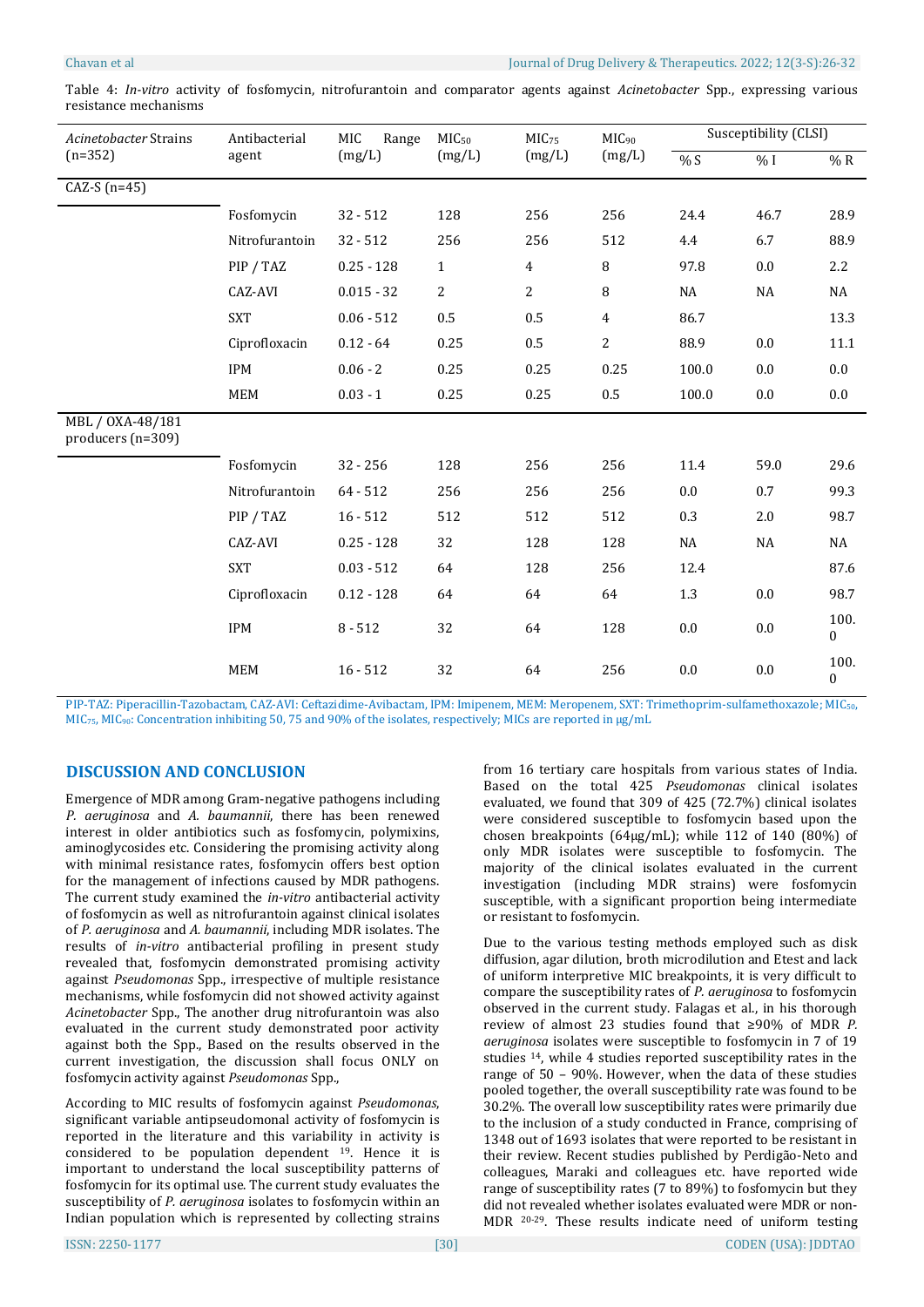Table 4: *In-vitro* activity of fosfomycin, nitrofurantoin and comparator agents against *Acinetobacter* Spp., expressing various resistance mechanisms

| *Acinetobacter* Strains (n=352) | Antibacterial agent | MIC Range (mg/L) | $MIC_{50}$ (mg/L) | $MIC_{75}$ (mg/L) | $MIC_{90}$ (mg/L) | Susceptibility (CLSI) | | |
|---|---|---|---|---|---|---|---|---|
| | | | | | | % S | % I | % R |
| CAZ-S (n=45) | | | | | | | | |
| | Fosfomycin | 32 - 512 | 128 | 256 | 256 | 24.4 | 46.7 | 28.9 |
| | Nitrofurantoin | 32 - 512 | 256 | 256 | 512 | 4.4 | 6.7 | 88.9 |
| | PIP / TAZ | 0.25 - 128 | 1 | 4 | 8 | 97.8 | 0.0 | 2.2 |
| | CAZ-AVI | 0.015 - 32 | 2 | 2 | 8 | NA | NA | NA |
| | SXT | 0.06 - 512 | 0.5 | 0.5 | 4 | 86.7 | | 13.3 |
| | Ciprofloxacin | 0.12 - 64 | 0.25 | 0.5 | 2 | 88.9 | 0.0 | 11.1 |
| | IPM | 0.06 - 2 | 0.25 | 0.25 | 0.25 | 100.0 | 0.0 | 0.0 |
| | MEM | 0.03 - 1 | 0.25 | 0.25 | 0.5 | 100.0 | 0.0 | 0.0 |
| MBL / OXA-48/181 producers (n=309) | | | | | | | | |
| | Fosfomycin | 32 - 256 | 128 | 256 | 256 | 11.4 | 59.0 | 29.6 |
| | Nitrofurantoin | 64 - 512 | 256 | 256 | 256 | 0.0 | 0.7 | 99.3 |
| | PIP / TAZ | 16 - 512 | 512 | 512 | 512 | 0.3 | 2.0 | 98.7 |
| | CAZ-AVI | 0.25 - 128 | 32 | 128 | 128 | NA | NA | NA |
| | SXT | 0.03 - 512 | 64 | 128 | 256 | 12.4 | | 87.6 |
| | Ciprofloxacin | 0.12 - 128 | 64 | 64 | 64 | 1.3 | 0.0 | 98.7 |
| | IPM | 8 - 512 | 32 | 64 | 128 | 0.0 | 0.0 | 100.0 |
| | MEM | 16 - 512 | 32 | 64 | 256 | 0.0 | 0.0 | 100.0 |

PIP-TAZ: Piperacillin-Tazobactam, CAZ-AVI: Ceftazidime-Avibactam, IPM: Imipenem, MEM: Meropenem, SXT: Trimethoprim-sulfamethoxazole; $MIC_{50}$, $MIC_{75}$, $MIC_{90}$: Concentration inhibiting 50, 75 and 90% of the isolates, respectively; MICs are reported in μg/mL

## DISCUSSION AND CONCLUSION

Emergence of MDR among Gram-negative pathogens including *P. aeruginosa* and *A. baumannii*, there has been renewed interest in older antibiotics such as fosfomycin, polymixins, aminoglycosides etc. Considering the promising activity along with minimal resistance rates, fosfomycin offers best option for the management of infections caused by MDR pathogens. The current study examined the *in-vitro* antibacterial activity of fosfomycin as well as nitrofurantoin against clinical isolates of *P. aeruginosa* and *A. baumannii*, including MDR isolates. The results of *in-vitro* antibacterial profiling in present study revealed that, fosfomycin demonstrated promising activity against *Pseudomonas* Spp., irrespective of multiple resistance mechanisms, while fosfomycin did not showed activity against *Acinetobacter* Spp., The another drug nitrofurantoin was also evaluated in the current study demonstrated poor activity against both the Spp., Based on the results observed in the current investigation, the discussion shall focus ONLY on fosfomycin activity against *Pseudomonas* Spp.,

According to MIC results of fosfomycin against *Pseudomonas*, significant variable antipseudomonal activity of fosfomycin is reported in the literature and this variability in activity is considered to be population dependent [19]. Hence it is important to understand the local susceptibility patterns of fosfomycin for its optimal use. The current study evaluates the susceptibility of *P. aeruginosa* isolates to fosfomycin within an Indian population which is represented by collecting strains from 16 tertiary care hospitals from various states of India. Based on the total 425 *Pseudomonas* clinical isolates evaluated, we found that 309 of 425 (72.7%) clinical isolates were considered susceptible to fosfomycin based upon the chosen breakpoints (64μg/mL); while 112 of 140 (80%) of only MDR isolates were susceptible to fosfomycin. The majority of the clinical isolates evaluated in the current investigation (including MDR strains) were fosfomycin susceptible, with a significant proportion being intermediate or resistant to fosfomycin.

Due to the various testing methods employed such as disk diffusion, agar dilution, broth microdilution and Etest and lack of uniform interpretive MIC breakpoints, it is very difficult to compare the susceptibility rates of *P. aeruginosa* to fosfomycin observed in the current study. Falagas et al., in his thorough review of almost 23 studies found that ≥90% of MDR *P. aeruginosa* isolates were susceptible to fosfomycin in 7 of 19 studies [14], while 4 studies reported susceptibility rates in the range of 50 – 90%. However, when the data of these studies pooled together, the overall susceptibility rate was found to be 30.2%. The overall low susceptibility rates were primarily due to the inclusion of a study conducted in France, comprising of 1348 out of 1693 isolates that were reported to be resistant in their review. Recent studies published by Perdigão-Neto and colleagues, Maraki and colleagues etc. have reported wide range of susceptibility rates (7 to 89%) to fosfomycin but they did not revealed whether isolates evaluated were MDR or non-MDR [20-29]. These results indicate need of uniform testing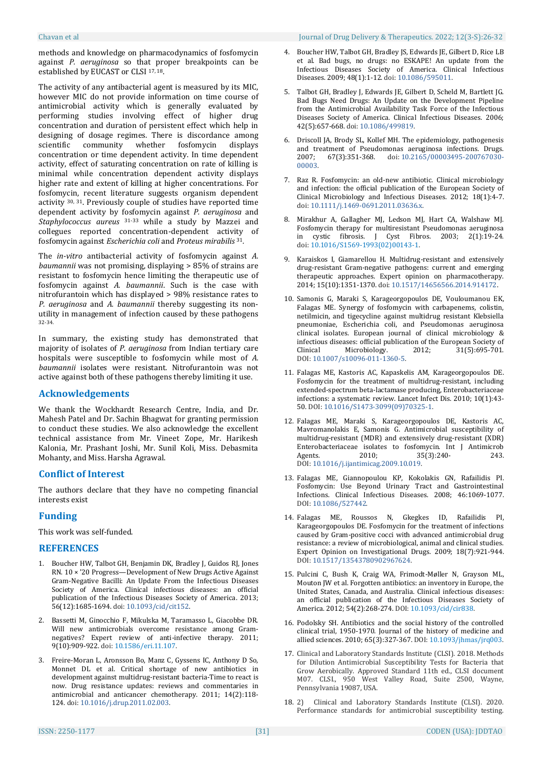methods and knowledge on pharmacodynamics of fosfomycin against *P. aeruginosa* so that proper breakpoints can be established by EUCAST or CLSI [17, 18].

The activity of any antibacterial agent is measured by its MIC, however MIC do not provide information on time course of antimicrobial activity which is generally evaluated by performing studies involving effect of higher drug concentration and duration of persistent effect which help in designing of dosage regimes. There is discordance among scientific community whether fosfomycin displays concentration or time dependent activity. In time dependent activity, effect of saturating concentration on rate of killing is minimal while concentration dependent activity displays higher rate and extent of killing at higher concentrations. For fosfomycin, recent literature suggests organism dependent activity [30, 31]. Previously couple of studies have reported time dependent activity by fosfomycin against *P. aeruginosa* and *Staphylococcus aureus* [31-33] while a study by Mazzei and collegues reported concentration-dependent activity of fosfomycin against *Escherichia coli* and *Proteus mirabilis* [31].

The *in-vitro* antibacterial activity of fosfomycin against *A. baumannii* was not promising, displaying > 85% of strains are resistant to fosfomycin hence limiting the therapeutic use of fosfomycin against *A. baumannii*. Such is the case with nitrofurantoin which has displayed > 98% resistance rates to *P. aeruginosa* and *A. baumannii* thereby suggesting its non-utility in management of infection caused by these pathogens [32-34].

In summary, the existing study has demonstrated that majority of isolates of *P. aeruginosa* from Indian tertiary care hospitals were susceptible to fosfomycin while most of *A. baumannii* isolates were resistant. Nitrofurantoin was not active against both of these pathogens thereby limiting it use.

## Acknowledgements

We thank the Wockhardt Research Centre, India, and Dr. Mahesh Patel and Dr. Sachin Bhagwat for granting permission to conduct these studies. We also acknowledge the excellent technical assistance from Mr. Vineet Zope, Mr. Harikesh Kalonia, Mr. Prashant Joshi, Mr. Sunil Koli, Miss. Debasmita Mohanty, and Miss. Harsha Agrawal.

## Conflict of Interest

The authors declare that they have no competing financial interests exist

## Funding

This work was self-funded.

## REFERENCES

1. Boucher HW, Talbot GH, Benjamin DK, Bradley J, Guidos RJ, Jones RN. 10 × '20 Progress—Development of New Drugs Active Against Gram-Negative Bacilli: An Update From the Infectious Diseases Society of America. Clinical infectious diseases: an official publication of the Infectious Diseases Society of America. 2013; 56(12):1685-1694. doi: 10.1093/cid/cit152.
2. Bassetti M, Ginocchio F, Mikulska M, Taramasso L, Giacobbe DR. Will new antimicrobials overcome resistance among Gram-negatives? Expert review of anti-infective therapy. 2011; 9(10):909-922. doi: 10.1586/eri.11.107.
3. Freire-Moran L, Aronsson Bo, Manz C, Gyssens IC, Anthony D So, Monnet DL et al. Critical shortage of new antibiotics in development against multidrug-resistant bacteria-Time to react is now. Drug resistance updates: reviews and commentaries in antimicrobial and anticancer chemotherapy. 2011; 14(2):118-124. doi: 10.1016/j.drup.2011.02.003.
4. Boucher HW, Talbot GH, Bradley JS, Edwards JE, Gilbert D, Rice LB et al. Bad bugs, no drugs: no ESKAPE! An update from the Infectious Diseases Society of America. Clinical Infectious Diseases. 2009; 48(1):1-12. doi: 10.1086/595011.
5. Talbot GH, Bradley JS, Edwards JE, Gilbert D, Scheld M, Bartlett JG. Bad Bugs Need Drugs: An Update on the Development Pipeline from the Antimicrobial Availability Task Force of the Infectious Diseases Society of America. Clinical Infectious Diseases. 2006; 42(5):657-668. doi: 10.1086/499819.
6. Driscoll JA, Brody SL, Kollef MH. The epidemiology, pathogenesis and treatment of Pseudomonas aeruginosa infections. Drugs. 2007; 67(3):351-368. doi: 10.2165/00003495-200767030-00003.
7. Raz R. Fosfomycin: an old-new antibiotic. Clinical microbiology and infection: the official publication of the European Society of Clinical Microbiology and Infectious Diseases. 2012; 18(1):4-7. doi: 10.1111/j.1469-0691.2011.03636.x.
8. Mirakhur A, Gallagher MJ, Ledson MJ, Hart CA, Walshaw MJ. Fosfomycin therapy for multiresistant Pseudomonas aeruginosa in cystic fibrosis. J Cyst Fibros. 2003; 2(1):19-24. doi: 10.1016/S1569-1993(02)00143-1.
9. Karaiskos I, Giamarellou H. Multidrug-resistant and extensively drug-resistant Gram-negative pathogens: current and emerging therapeutic approaches. Expert opinion on pharmacotherapy. 2014; 15(10):1351-1370. doi: 10.1517/14656566.2014.914172.
10. Samonis G, Maraki S, Karageorgopoulos DE, Vouloumanou EK, Falagas ME. Synergy of fosfomycin with carbapenems, colistin, netilmicin, and tigecycline against multidrug resistant Klebsiella pneumoniae, Escherichia coli, and Pseudomonas aeruginosa clinical isolates. European journal of clinical microbiology & infectious diseases: official publication of the European Society of Clinical Microbiology. 2012; 31(5):695-701. DOI: 10.1007/s10096-011-1360-5.
11. Falagas ME, Kastoris AC, Kapaskelis AM, Karageorgopoulos DE. Fosfomycin for the treatment of multidrug-resistant, including extended-spectrum beta-lactamase producing, Enterobacteriaceae infections: a systematic review. Lancet Infect Dis. 2010; 10(1):43-50. DOI: 10.1016/S1473-3099(09)70325-1.
12. Falagas ME, Maraki S, Karageorgopoulos DE, Kastoris AC, Mavromanolakis E, Samonis G. Antimicrobial susceptibility of multidrug-resistant (MDR) and extensively drug-resistant (XDR) Enterobacteriaceae isolates to fosfomycin. Int J Antimicrob Agents. 2010; 35(3):240-243. DOI: 10.1016/j.ijantimicag.2009.10.019.
13. Falagas ME, Giannopoulou KP, Kokolakis GN, Rafailidis PI. Fosfomycin: Use Beyond Urinary Tract and Gastrointestinal Infections. Clinical Infectious Diseases. 2008; 46:1069-1077. DOI: 10.1086/527442.
14. Falagas ME, Roussos N, Gkegkes ID, Rafailidis PI, Karageorgopoulos DE. Fosfomycin for the treatment of infections caused by Gram-positive cocci with advanced antimicrobial drug resistance: a review of microbiological, animal and clinical studies. Expert Opinion on Investigational Drugs. 2009; 18(7):921-944. DOI: 10.1517/13543780902967624.
15. Pulcini C, Bush K, Craig WA, Frimodt-Møller N, Grayson ML, Mouton JW et al. Forgotten antibiotics: an inventory in Europe, the United States, Canada, and Australia. Clinical infectious diseases: an official publication of the Infectious Diseases Society of America. 2012; 54(2):268-274. DOI: 10.1093/cid/cir838.
16. Podolsky SH. Antibiotics and the social history of the controlled clinical trial, 1950-1970. Journal of the history of medicine and allied sciences. 2010; 65(3):327-367. DOI: 10.1093/jhmas/jrq003.
17. Clinical and Laboratory Standards Institute (CLSI). 2018. Methods for Dilution Antimicrobial Susceptibility Tests for Bacteria that Grow Aerobically. Approved Standard 11th ed., CLSI document M07. CLSI., 950 West Valley Road, Suite 2500, Wayne, Pennsylvania 19087, USA.
18. 2) Clinical and Laboratory Standards Institute (CLSI). 2020. Performance standards for antimicrobial susceptibility testing.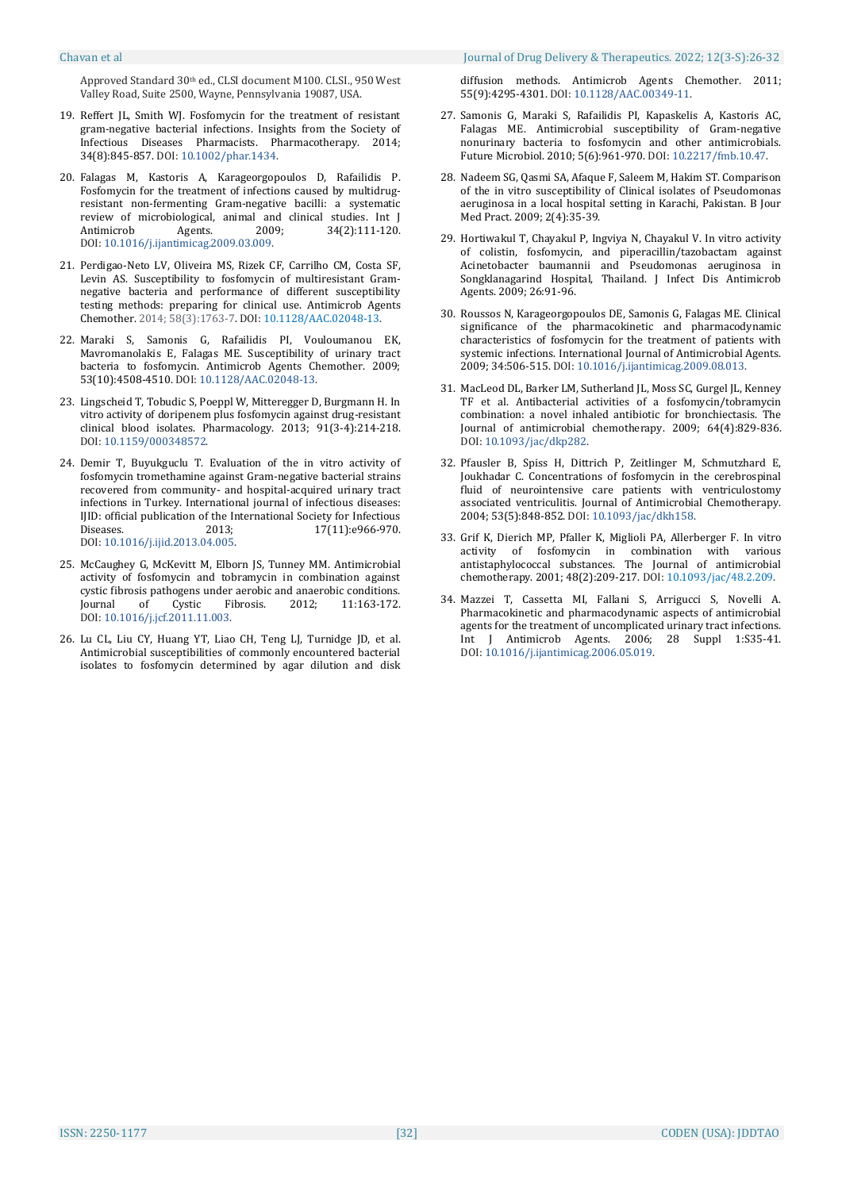Approved Standard 30th ed., CLSI document M100. CLSI., 950 West Valley Road, Suite 2500, Wayne, Pennsylvania 19087, USA.

19. Reffert JL, Smith WJ. Fosfomycin for the treatment of resistant gram-negative bacterial infections. Insights from the Society of Infectious Diseases Pharmacists. Pharmacotherapy. 2014; 34(8):845-857. DOI: 10.1002/phar.1434.
20. Falagas M, Kastoris A, Karageorgopoulos D, Rafailidis P. Fosfomycin for the treatment of infections caused by multidrug-resistant non-fermenting Gram-negative bacilli: a systematic review of microbiological, animal and clinical studies. Int J Antimicrob Agents. 2009; 34(2):111-120. DOI: 10.1016/j.ijantimicag.2009.03.009.
21. Perdigao-Neto LV, Oliveira MS, Rizek CF, Carrilho CM, Costa SF, Levin AS. Susceptibility to fosfomycin of multiresistant Gram-negative bacteria and performance of different susceptibility testing methods: preparing for clinical use. Antimicrob Agents Chemother. 2014; 58(3):1763-7. DOI: 10.1128/AAC.02048-13.
22. Maraki S, Samonis G, Rafailidis PI, Vouloumanou EK, Mavromanolakis E, Falagas ME. Susceptibility of urinary tract bacteria to fosfomycin. Antimicrob Agents Chemother. 2009; 53(10):4508-4510. DOI: 10.1128/AAC.02048-13.
23. Lingscheid T, Tobudic S, Poeppl W, Mitteregger D, Burgmann H. In vitro activity of doripenem plus fosfomycin against drug-resistant clinical blood isolates. Pharmacology. 2013; 91(3-4):214-218. DOI: 10.1159/000348572.
24. Demir T, Buyukguclu T. Evaluation of the in vitro activity of fosfomycin tromethamine against Gram-negative bacterial strains recovered from community- and hospital-acquired urinary tract infections in Turkey. International journal of infectious diseases: IJID: official publication of the International Society for Infectious Diseases. 2013; 17(11):e966-970. DOI: 10.1016/j.ijid.2013.04.005.
25. McCaughey G, McKevitt M, Elborn JS, Tunney MM. Antimicrobial activity of fosfomycin and tobramycin in combination against cystic fibrosis pathogens under aerobic and anaerobic conditions. Journal of Cystic Fibrosis. 2012; 11:163-172. DOI: 10.1016/j.jcf.2011.11.003.
26. Lu CL, Liu CY, Huang YT, Liao CH, Teng LJ, Turnidge JD, et al. Antimicrobial susceptibilities of commonly encountered bacterial isolates to fosfomycin determined by agar dilution and disk diffusion methods. Antimicrob Agents Chemother. 2011; 55(9):4295-4301. DOI: 10.1128/AAC.00349-11.
27. Samonis G, Maraki S, Rafailidis PI, Kapaskelis A, Kastoris AC, Falagas ME. Antimicrobial susceptibility of Gram-negative nonurinary bacteria to fosfomycin and other antimicrobials. Future Microbiol. 2010; 5(6):961-970. DOI: 10.2217/fmb.10.47.
28. Nadeem SG, Qasmi SA, Afaque F, Saleem M, Hakim ST. Comparison of the in vitro susceptibility of Clinical isolates of Pseudomonas aeruginosa in a local hospital setting in Karachi, Pakistan. B Jour Med Pract. 2009; 2(4):35-39.
29. Hortiwakul T, Chayakul P, Ingviya N, Chayakul V. In vitro activity of colistin, fosfomycin, and piperacillin/tazobactam against Acinetobacter baumannii and Pseudomonas aeruginosa in Songklanagarind Hospital, Thailand. J Infect Dis Antimicrob Agents. 2009; 26:91-96.
30. Roussos N, Karageorgopoulos DE, Samonis G, Falagas ME. Clinical significance of the pharmacokinetic and pharmacodynamic characteristics of fosfomycin for the treatment of patients with systemic infections. International Journal of Antimicrobial Agents. 2009; 34:506-515. DOI: 10.1016/j.ijantimicag.2009.08.013.
31. MacLeod DL, Barker LM, Sutherland JL, Moss SC, Gurgel JL, Kenney TF et al. Antibacterial activities of a fosfomycin/tobramycin combination: a novel inhaled antibiotic for bronchiectasis. The Journal of antimicrobial chemotherapy. 2009; 64(4):829-836. DOI: 10.1093/jac/dkp282.
32. Pfausler B, Spiss H, Dittrich P, Zeitlinger M, Schmutzhard E, Joukhadar C. Concentrations of fosfomycin in the cerebrospinal fluid of neurointensive care patients with ventriculostomy associated ventriculitis. Journal of Antimicrobial Chemotherapy. 2004; 53(5):848-852. DOI: 10.1093/jac/dkh158.
33. Grif K, Dierich MP, Pfaller K, Miglioli PA, Allerberger F. In vitro activity of fosfomycin in combination with various antistaphylococcal substances. The Journal of antimicrobial chemotherapy. 2001; 48(2):209-217. DOI: 10.1093/jac/48.2.209.
34. Mazzei T, Cassetta MI, Fallani S, Arrigucci S, Novelli A. Pharmacokinetic and pharmacodynamic aspects of antimicrobial agents for the treatment of uncomplicated urinary tract infections. Int J Antimicrob Agents. 2006; 28 Suppl 1:S35-41. DOI: 10.1016/j.ijantimicag.2006.05.019.